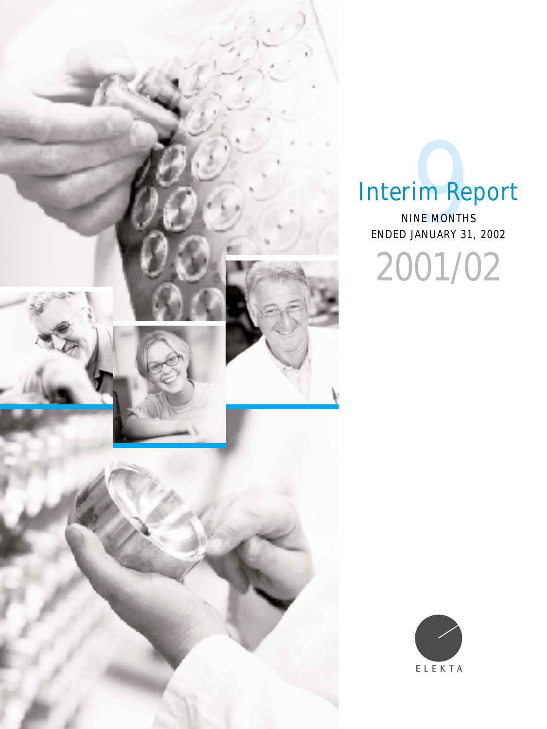# Interim Report

NINE MONTHS
ENDED JANUARY 31, 2002

2001/02

ELEKTA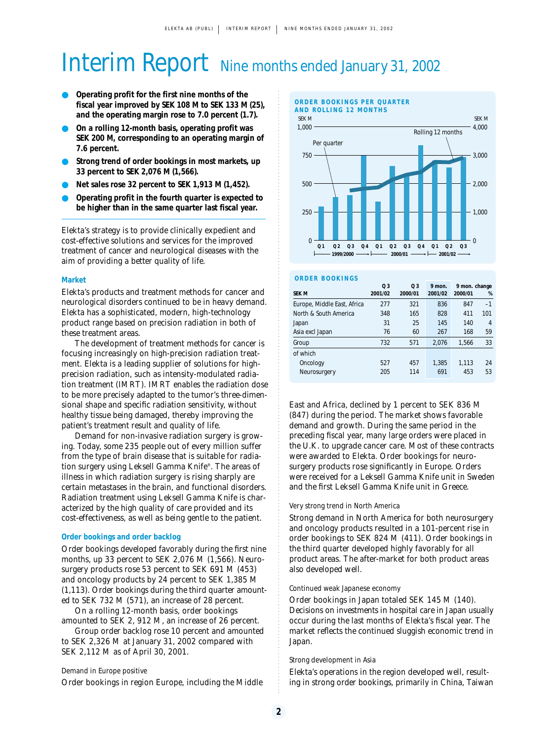# Interim Report Nine months ended January 31, 2002

- **Operating profit for the first nine months of the fiscal year improved by SEK 108 M to SEK 133 M (25), and the operating margin rose to 7.0 percent (1.7).**
- **On a rolling 12-month basis, operating profit was SEK 200 M, corresponding to an operating margin of 7.6 percent.**
- **Strong trend of order bookings in most markets, up 33 percent to SEK 2,076 M (1,566).**
- **Net sales rose 32 percent to SEK 1,913 M (1,452).**
- **Operating profit in the fourth quarter is expected to be higher than in the same quarter last fiscal year.**

Elekta's strategy is to provide clinically expedient and cost-effective solutions and services for the improved treatment of cancer and neurological diseases with the aim of providing a better quality of life.

### Market

Elekta's products and treatment methods for cancer and neurological disorders continued to be in heavy demand. Elekta has a sophisticated, modern, high-technology product range based on precision radiation in both of these treatment areas.

The development of treatment methods for cancer is focusing increasingly on high-precision radiation treatment. Elekta is a leading supplier of solutions for high-precision radiation, such as intensity-modulated radiation treatment (IMRT). IMRT enables the radiation dose to be more precisely adapted to the tumor's three-dimensional shape and specific radiation sensitivity, without healthy tissue being damaged, thereby improving the patient's treatment result and quality of life.

Demand for non-invasive radiation surgery is growing. Today, some 235 people out of every million suffer from the type of brain disease that is suitable for radiation surgery using Leksell Gamma Knife®. The areas of illness in which radiation surgery is rising sharply are certain metastases in the brain, and functional disorders. Radiation treatment using Leksell Gamma Knife is characterized by the high quality of care provided and its cost-effectiveness, as well as being gentle to the patient.

### Order bookings and order backlog

Order bookings developed favorably during the first nine months, up 33 percent to SEK 2,076 M (1,566). Neurosurgery products rose 53 percent to SEK 691 M (453) and oncology products by 24 percent to SEK 1,385 M (1,113). Order bookings during the third quarter amounted to SEK 732 M (571), an increase of 28 percent.

On a rolling 12-month basis, order bookings amounted to SEK 2, 912 M, an increase of 26 percent.

Group order backlog rose 10 percent and amounted to SEK 2,326 M at January 31, 2002 compared with SEK 2,112 M as of April 30, 2001.

#### Demand in Europe positive

Order bookings in region Europe, including the Middle East and Africa, declined by 1 percent to SEK 836 M (847) during the period. The market shows favorable demand and growth. During the same period in the preceding fiscal year, many large orders were placed in the U.K. to upgrade cancer care. Most of these contracts were awarded to Elekta. Order bookings for neurosurgery products rose significantly in Europe. Orders were received for a Leksell Gamma Knife unit in Sweden and the first Leksell Gamma Knife unit in Greece.

**ORDER BOOKINGS PER QUARTER AND ROLLING 12 MONTHS**

**ORDER BOOKINGS**

| SEK M | Q 3 2001/02 | Q 3 2000/01 | 9 mon. 2001/02 | 9 mon. 2000/01 | change % |
|---|---|---|---|---|---|
| Europe, Middle East, Africa | 277 | 321 | 836 | 847 | –1 |
| North & South America | 348 | 165 | 828 | 411 | 101 |
| Japan | 31 | 25 | 145 | 140 | 4 |
| Asia excl Japan | 76 | 60 | 267 | 168 | 59 |
| Group | 732 | 571 | 2,076 | 1,566 | 33 |
| of which | | | | | |
| Oncology | 527 | 457 | 1,385 | 1,113 | 24 |
| Neurosurgery | 205 | 114 | 691 | 453 | 53 |

#### Very strong trend in North America

Strong demand in North America for both neurosurgery and oncology products resulted in a 101-percent rise in order bookings to SEK 824 M (411). Order bookings in the third quarter developed highly favorably for all product areas. The after-market for both product areas also developed well.

#### Continued weak Japanese economy

Order bookings in Japan totaled SEK 145 M (140). Decisions on investments in hospital care in Japan usually occur during the last months of Elekta's fiscal year. The market reflects the continued sluggish economic trend in Japan.

#### Strong development in Asia

Elekta's operations in the region developed well, resulting in strong order bookings, primarily in China, Taiwan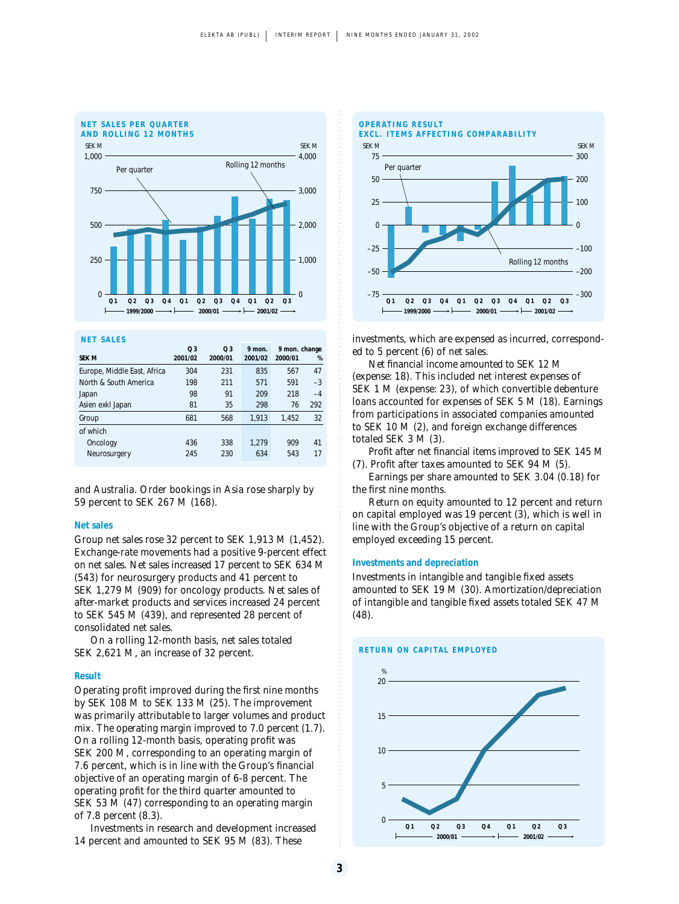## NET SALES PER QUARTER AND ROLLING 12 MONTHS

## OPERATING RESULT EXCL. ITEMS AFFECTING COMPARABILITY

## NET SALES

| SEK M | Q3 2001/02 | Q3 2000/01 | 9 mon. 2001/02 | 9 mon. change 2000/01 | % |
|---|---|---|---|---|---|
| Europe, Middle East, Africa | 304 | 231 | 835 | 567 | 47 |
| North & South America | 198 | 211 | 571 | 591 | –3 |
| Japan | 98 | 91 | 209 | 218 | –4 |
| Asien exkl Japan | 81 | 35 | 298 | 76 | 292 |
| Group | 681 | 568 | 1,913 | 1,452 | 32 |
| of which | | | | | |
| Oncology | 436 | 338 | 1,279 | 909 | 41 |
| Neurosurgery | 245 | 230 | 634 | 543 | 17 |

and Australia. Order bookings in Asia rose sharply by 59 percent to SEK 267 M (168).

### Net sales

Group net sales rose 32 percent to SEK 1,913 M (1,452). Exchange-rate movements had a positive 9-percent effect on net sales. Net sales increased 17 percent to SEK 634 M (543) for neurosurgery products and 41 percent to SEK 1,279 M (909) for oncology products. Net sales of after-market products and services increased 24 percent to SEK 545 M (439), and represented 28 percent of consolidated net sales.

On a rolling 12-month basis, net sales totaled SEK 2,621 M, an increase of 32 percent.

### Result

Operating profit improved during the first nine months by SEK 108 M to SEK 133 M (25). The improvement was primarily attributable to larger volumes and product mix. The operating margin improved to 7.0 percent (1.7). On a rolling 12-month basis, operating profit was SEK 200 M, corresponding to an operating margin of 7.6 percent, which is in line with the Group's financial objective of an operating margin of 6-8 percent. The operating profit for the third quarter amounted to SEK 53 M (47) corresponding to an operating margin of 7.8 percent (8.3).

Investments in research and development increased 14 percent and amounted to SEK 95 M (83). These investments, which are expensed as incurred, corresponded to 5 percent (6) of net sales.

Net financial income amounted to SEK 12 M (expense: 18). This included net interest expenses of SEK 1 M (expense: 23), of which convertible debenture loans accounted for expenses of SEK 5 M (18). Earnings from participations in associated companies amounted to SEK 10 M (2), and foreign exchange differences totaled SEK 3 M (3).

Profit after net financial items improved to SEK 145 M (7). Profit after taxes amounted to SEK 94 M (5).

Earnings per share amounted to SEK 3.04 (0.18) for the first nine months.

Return on equity amounted to 12 percent and return on capital employed was 19 percent (3), which is well in line with the Group's objective of a return on capital employed exceeding 15 percent.

### Investments and depreciation

Investments in intangible and tangible fixed assets amounted to SEK 19 M (30). Amortization/depreciation of intangible and tangible fixed assets totaled SEK 47 M (48).

## RETURN ON CAPITAL EMPLOYED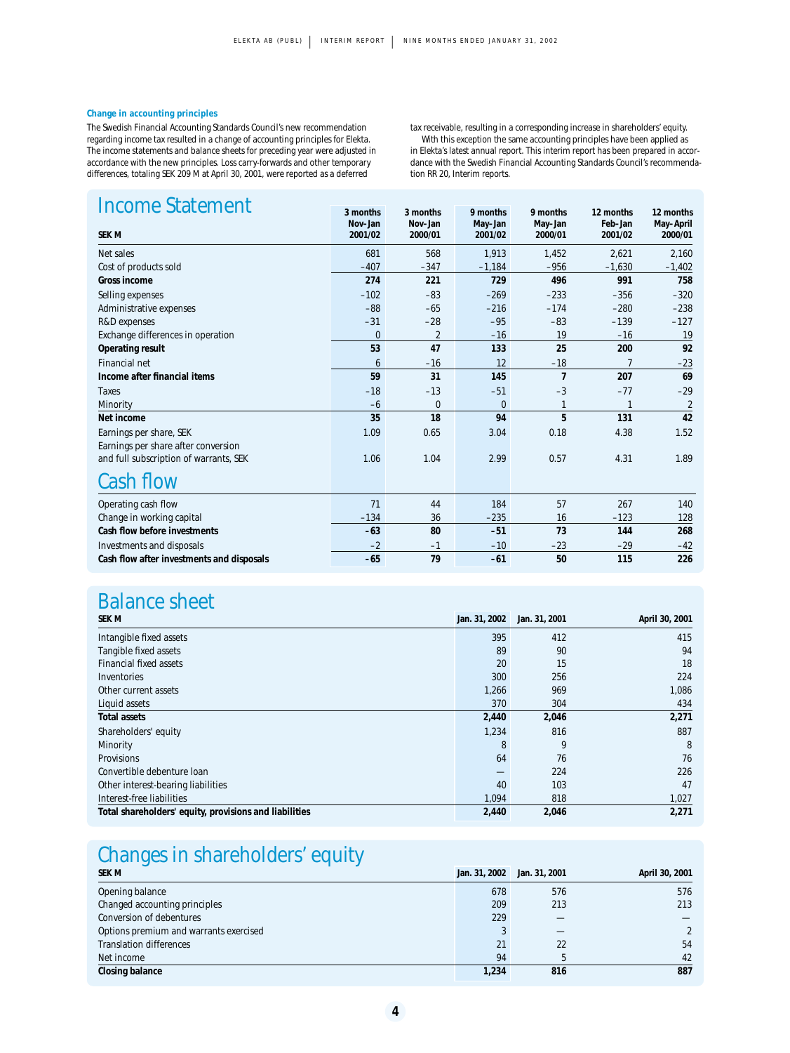### Change in accounting principles

The Swedish Financial Accounting Standards Council's new recommendation regarding income tax resulted in a change of accounting principles for Elekta. The income statements and balance sheets for preceding year were adjusted in accordance with the new principles. Loss carry-forwards and other temporary differences, totaling SEK 209 M at April 30, 2001, were reported as a deferred tax receivable, resulting in a corresponding increase in shareholders' equity.

With this exception the same accounting principles have been applied as in Elekta's latest annual report. This interim report has been prepared in accordance with the Swedish Financial Accounting Standards Council's recommendation RR 20, Interim reports.

## Income Statement

| SEK M | 3 months Nov–Jan 2001/02 | 3 months Nov–Jan 2000/01 | 9 months May–Jan 2001/02 | 9 months May–Jan 2000/01 | 12 months Feb–Jan 2001/02 | 12 months May–April 2000/01 |
|---|---|---|---|---|---|---|
| Net sales | 681 | 568 | 1,913 | 1,452 | 2,621 | 2,160 |
| Cost of products sold | –407 | –347 | –1,184 | –956 | –1,630 | –1,402 |
| **Gross income** | **274** | **221** | **729** | **496** | **991** | **758** |
| Selling expenses | –102 | –83 | –269 | –233 | –356 | –320 |
| Administrative expenses | –88 | –65 | –216 | –174 | –280 | –238 |
| R&D expenses | –31 | –28 | –95 | –83 | –139 | –127 |
| Exchange differences in operation | 0 | 2 | –16 | 19 | –16 | 19 |
| **Operating result** | **53** | **47** | **133** | **25** | **200** | **92** |
| Financial net | 6 | –16 | 12 | –18 | 7 | –23 |
| **Income after financial items** | **59** | **31** | **145** | **7** | **207** | **69** |
| Taxes | –18 | –13 | –51 | –3 | –77 | –29 |
| Minority | –6 | 0 | 0 | 1 | 1 | 2 |
| **Net income** | **35** | **18** | **94** | **5** | **131** | **42** |
| Earnings per share, SEK | 1.09 | 0.65 | 3.04 | 0.18 | 4.38 | 1.52 |
| Earnings per share after conversion and full subscription of warrants, SEK | 1.06 | 1.04 | 2.99 | 0.57 | 4.31 | 1.89 |

## Cash flow

| SEK M | 3 months Nov–Jan 2001/02 | 3 months Nov–Jan 2000/01 | 9 months May–Jan 2001/02 | 9 months May–Jan 2000/01 | 12 months Feb–Jan 2001/02 | 12 months May–April 2000/01 |
|---|---|---|---|---|---|---|
| Operating cash flow | 71 | 44 | 184 | 57 | 267 | 140 |
| Change in working capital | –134 | 36 | –235 | 16 | –123 | 128 |
| **Cash flow before investments** | **–63** | **80** | **–51** | **73** | **144** | **268** |
| Investments and disposals | –2 | –1 | –10 | –23 | –29 | –42 |
| **Cash flow after investments and disposals** | **–65** | **79** | **–61** | **50** | **115** | **226** |

## Balance sheet

| SEK M | Jan. 31, 2002 | Jan. 31, 2001 | April 30, 2001 |
|---|---|---|---|
| Intangible fixed assets | 395 | 412 | 415 |
| Tangible fixed assets | 89 | 90 | 94 |
| Financial fixed assets | 20 | 15 | 18 |
| Inventories | 300 | 256 | 224 |
| Other current assets | 1,266 | 969 | 1,086 |
| Liquid assets | 370 | 304 | 434 |
| **Total assets** | **2,440** | **2,046** | **2,271** |
| Shareholders' equity | 1,234 | 816 | 887 |
| Minority | 8 | 9 | 8 |
| Provisions | 64 | 76 | 76 |
| Convertible debenture loan | — | 224 | 226 |
| Other interest-bearing liabilities | 40 | 103 | 47 |
| Interest-free liabilities | 1,094 | 818 | 1,027 |
| **Total shareholders' equity, provisions and liabilities** | **2,440** | **2,046** | **2,271** |

## Changes in shareholders' equity

| SEK M | Jan. 31, 2002 | Jan. 31, 2001 | April 30, 2001 |
|---|---|---|---|
| Opening balance | 678 | 576 | 576 |
| Changed accounting principles | 209 | 213 | 213 |
| Conversion of debentures | 229 | — | — |
| Options premium and warrants exercised | 3 | — | 2 |
| Translation differences | 21 | 22 | 54 |
| Net income | 94 | 5 | 42 |
| **Closing balance** | **1,234** | **816** | **887** |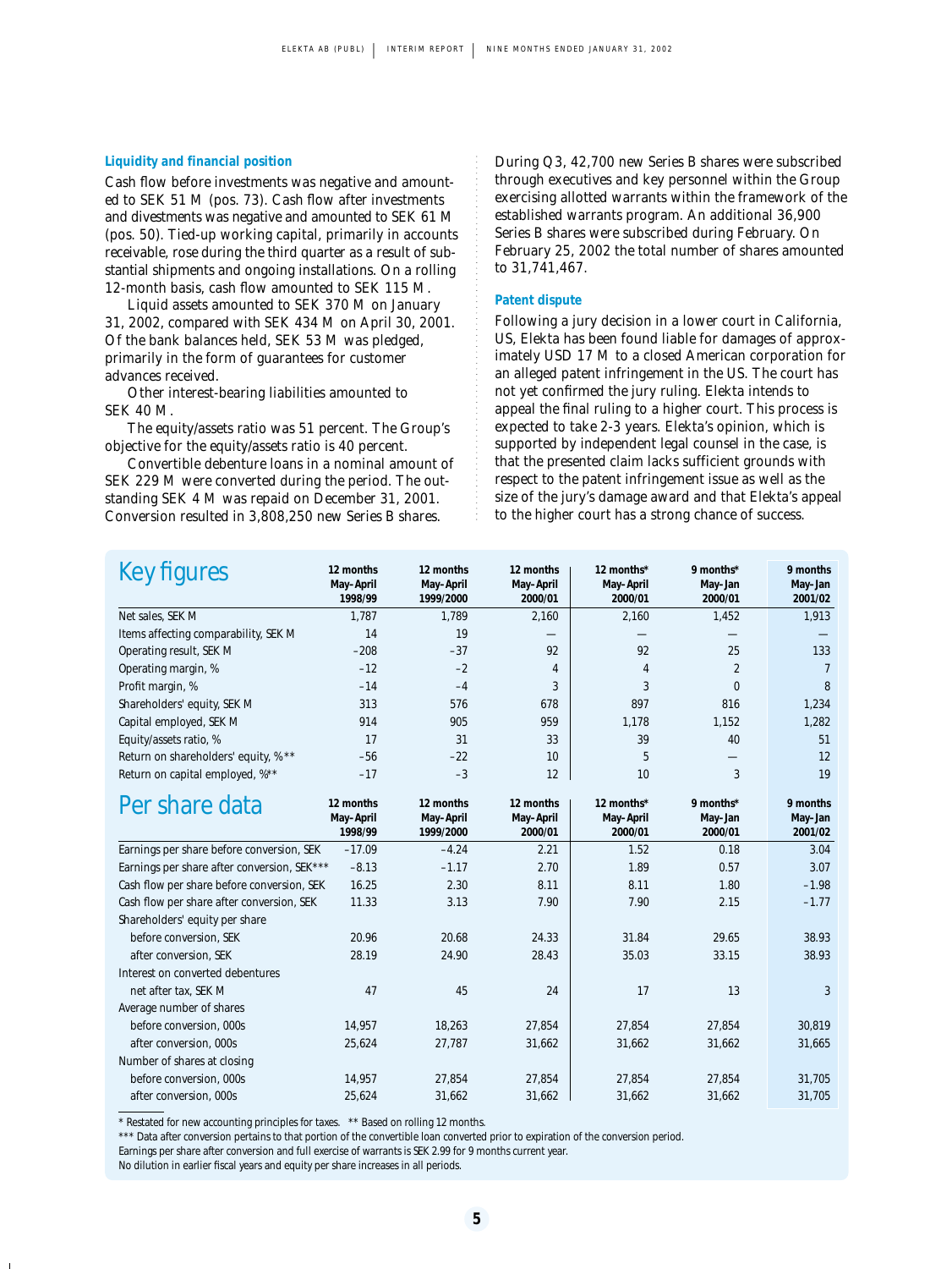### Liquidity and financial position

Cash flow before investments was negative and amounted to SEK 51 M (pos. 73). Cash flow after investments and divestments was negative and amounted to SEK 61 M (pos. 50). Tied-up working capital, primarily in accounts receivable, rose during the third quarter as a result of substantial shipments and ongoing installations. On a rolling 12-month basis, cash flow amounted to SEK 115 M.

Liquid assets amounted to SEK 370 M on January 31, 2002, compared with SEK 434 M on April 30, 2001. Of the bank balances held, SEK 53 M was pledged, primarily in the form of guarantees for customer advances received.

Other interest-bearing liabilities amounted to SEK 40 M.

The equity/assets ratio was 51 percent. The Group's objective for the equity/assets ratio is 40 percent.

Convertible debenture loans in a nominal amount of SEK 229 M were converted during the period. The outstanding SEK 4 M was repaid on December 31, 2001. Conversion resulted in 3,808,250 new Series B shares.

During Q3, 42,700 new Series B shares were subscribed through executives and key personnel within the Group exercising allotted warrants within the framework of the established warrants program. An additional 36,900 Series B shares were subscribed during February. On February 25, 2002 the total number of shares amounted to 31,741,467.

### Patent dispute

Following a jury decision in a lower court in California, US, Elekta has been found liable for damages of approximately USD 17 M to a closed American corporation for an alleged patent infringement in the US. The court has not yet confirmed the jury ruling. Elekta intends to appeal the final ruling to a higher court. This process is expected to take 2-3 years. Elekta's opinion, which is supported by independent legal counsel in the case, is that the presented claim lacks sufficient grounds with respect to the patent infringement issue as well as the size of the jury's damage award and that Elekta's appeal to the higher court has a strong chance of success.

## Key figures

| | 12 months May–April 1998/99 | 12 months May–April 1999/2000 | 12 months May–April 2000/01 | 12 months* May–April 2000/01 | 9 months* May–Jan 2000/01 | 9 months May–Jan 2001/02 |
|---|---|---|---|---|---|---|
| Net sales, SEK M | 1,787 | 1,789 | 2,160 | 2,160 | 1,452 | 1,913 |
| Items affecting comparability, SEK M | 14 | 19 | — | — | — | — |
| Operating result, SEK M | –208 | –37 | 92 | 92 | 25 | 133 |
| Operating margin, % | –12 | –2 | 4 | 4 | 2 | 7 |
| Profit margin, % | –14 | –4 | 3 | 3 | 0 | 8 |
| Shareholders' equity, SEK M | 313 | 576 | 678 | 897 | 816 | 1,234 |
| Capital employed, SEK M | 914 | 905 | 959 | 1,178 | 1,152 | 1,282 |
| Equity/assets ratio, % | 17 | 31 | 33 | 39 | 40 | 51 |
| Return on shareholders' equity, %** | –56 | –22 | 10 | 5 | — | 12 |
| Return on capital employed, %** | –17 | –3 | 12 | 10 | 3 | 19 |

## Per share data

| | 12 months May–April 1998/99 | 12 months May–April 1999/2000 | 12 months May–April 2000/01 | 12 months* May–April 2000/01 | 9 months* May–Jan 2000/01 | 9 months May–Jan 2001/02 |
|---|---|---|---|---|---|---|
| Earnings per share before conversion, SEK | –17.09 | –4.24 | 2.21 | 1.52 | 0.18 | 3.04 |
| Earnings per share after conversion, SEK*** | –8.13 | –1.17 | 2.70 | 1.89 | 0.57 | 3.07 |
| Cash flow per share before conversion, SEK | 16.25 | 2.30 | 8.11 | 8.11 | 1.80 | –1.98 |
| Cash flow per share after conversion, SEK | 11.33 | 3.13 | 7.90 | 7.90 | 2.15 | –1.77 |
| Shareholders' equity per share | | | | | | |
| before conversion, SEK | 20.96 | 20.68 | 24.33 | 31.84 | 29.65 | 38.93 |
| after conversion, SEK | 28.19 | 24.90 | 28.43 | 35.03 | 33.15 | 38.93 |
| Interest on converted debentures | | | | | | |
| net after tax, SEK M | 47 | 45 | 24 | 17 | 13 | 3 |
| Average number of shares | | | | | | |
| before conversion, 000s | 14,957 | 18,263 | 27,854 | 27,854 | 27,854 | 30,819 |
| after conversion, 000s | 25,624 | 27,787 | 31,662 | 31,662 | 31,662 | 31,665 |
| Number of shares at closing | | | | | | |
| before conversion, 000s | 14,957 | 27,854 | 27,854 | 27,854 | 27,854 | 31,705 |
| after conversion, 000s | 25,624 | 31,662 | 31,662 | 31,662 | 31,662 | 31,705 |

\* Restated for new accounting principles for taxes. ** Based on rolling 12 months.

*** Data after conversion pertains to that portion of the convertible loan converted prior to expiration of the conversion period.

Earnings per share after conversion and full exercise of warrants is SEK 2.99 for 9 months current year.

No dilution in earlier fiscal years and equity per share increases in all periods.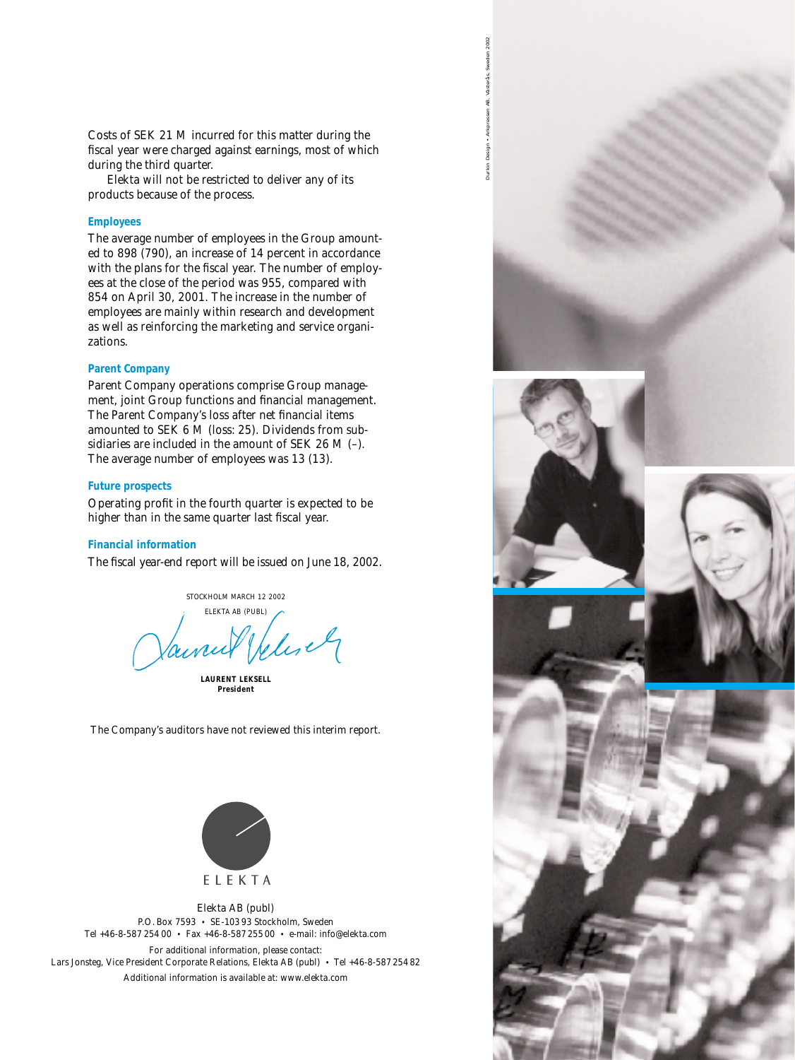Costs of SEK 21 M incurred for this matter during the fiscal year were charged against earnings, most of which during the third quarter.

Elekta will not be restricted to deliver any of its products because of the process.

### Employees

The average number of employees in the Group amounted to 898 (790), an increase of 14 percent in accordance with the plans for the fiscal year. The number of employees at the close of the period was 955, compared with 854 on April 30, 2001. The increase in the number of employees are mainly within research and development as well as reinforcing the marketing and service organizations.

### Parent Company

Parent Company operations comprise Group management, joint Group functions and financial management. The Parent Company's loss after net financial items amounted to SEK 6 M (loss: 25). Dividends from subsidiaries are included in the amount of SEK 26 M (–). The average number of employees was 13 (13).

### Future prospects

Operating profit in the fourth quarter is expected to be higher than in the same quarter last fiscal year.

### Financial information

The fiscal year-end report will be issued on June 18, 2002.

STOCKHOLM MARCH 12 2002

ELEKTA AB (PUBL)

**LAURENT LEKSELL**
**President**

*The Company's auditors have not reviewed this interim report.*

ELEKTA

Elekta AB (publ)
P.O. Box 7593 • SE-103 93 Stockholm, Sweden
Tel +46-8-587 254 00 • Fax +46-8-587 255 00 • e-mail: info@elekta.com

For additional information, please contact:
Lars Jonsteg, Vice President Corporate Relations, Elekta AB (publ) • Tel +46-8-587 254 82

Additional information is available at: www.elekta.com

Durkin Design • Arkpressen AB, Västerås, Sweden 2002